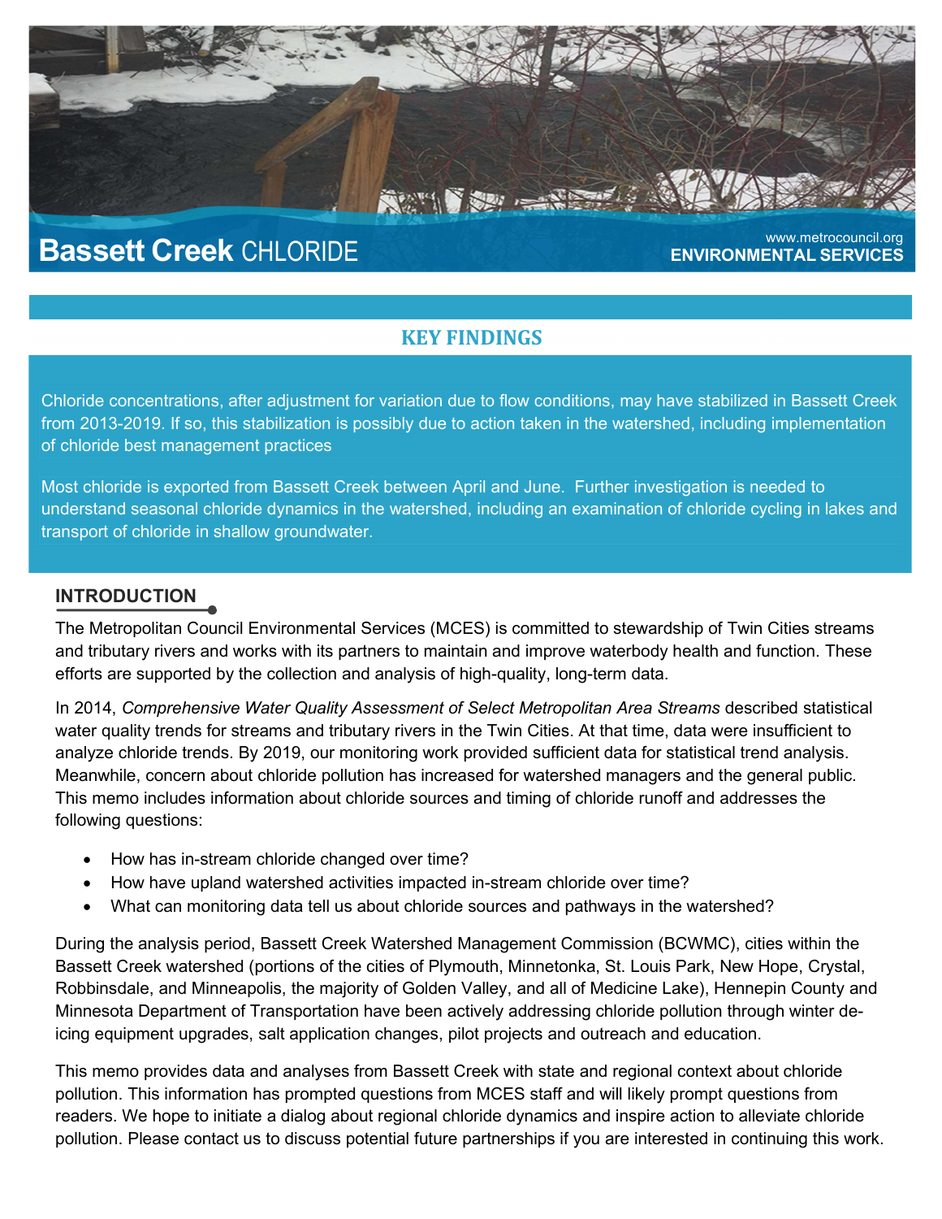# Bassett Creek CHLORIDE

www.metrocouncil.org
**ENVIRONMENTAL SERVICES**

## KEY FINDINGS

Chloride concentrations, after adjustment for variation due to flow conditions, may have stabilized in Bassett Creek from 2013-2019. If so, this stabilization is possibly due to action taken in the watershed, including implementation of chloride best management practices

Most chloride is exported from Bassett Creek between April and June. Further investigation is needed to understand seasonal chloride dynamics in the watershed, including an examination of chloride cycling in lakes and transport of chloride in shallow groundwater.

## INTRODUCTION

The Metropolitan Council Environmental Services (MCES) is committed to stewardship of Twin Cities streams and tributary rivers and works with its partners to maintain and improve waterbody health and function. These efforts are supported by the collection and analysis of high-quality, long-term data.

In 2014, *Comprehensive Water Quality Assessment of Select Metropolitan Area Streams* described statistical water quality trends for streams and tributary rivers in the Twin Cities. At that time, data were insufficient to analyze chloride trends. By 2019, our monitoring work provided sufficient data for statistical trend analysis. Meanwhile, concern about chloride pollution has increased for watershed managers and the general public. This memo includes information about chloride sources and timing of chloride runoff and addresses the following questions:

- How has in-stream chloride changed over time?
- How have upland watershed activities impacted in-stream chloride over time?
- What can monitoring data tell us about chloride sources and pathways in the watershed?

During the analysis period, Bassett Creek Watershed Management Commission (BCWMC), cities within the Bassett Creek watershed (portions of the cities of Plymouth, Minnetonka, St. Louis Park, New Hope, Crystal, Robbinsdale, and Minneapolis, the majority of Golden Valley, and all of Medicine Lake), Hennepin County and Minnesota Department of Transportation have been actively addressing chloride pollution through winter de-icing equipment upgrades, salt application changes, pilot projects and outreach and education.

This memo provides data and analyses from Bassett Creek with state and regional context about chloride pollution. This information has prompted questions from MCES staff and will likely prompt questions from readers. We hope to initiate a dialog about regional chloride dynamics and inspire action to alleviate chloride pollution. Please contact us to discuss potential future partnerships if you are interested in continuing this work.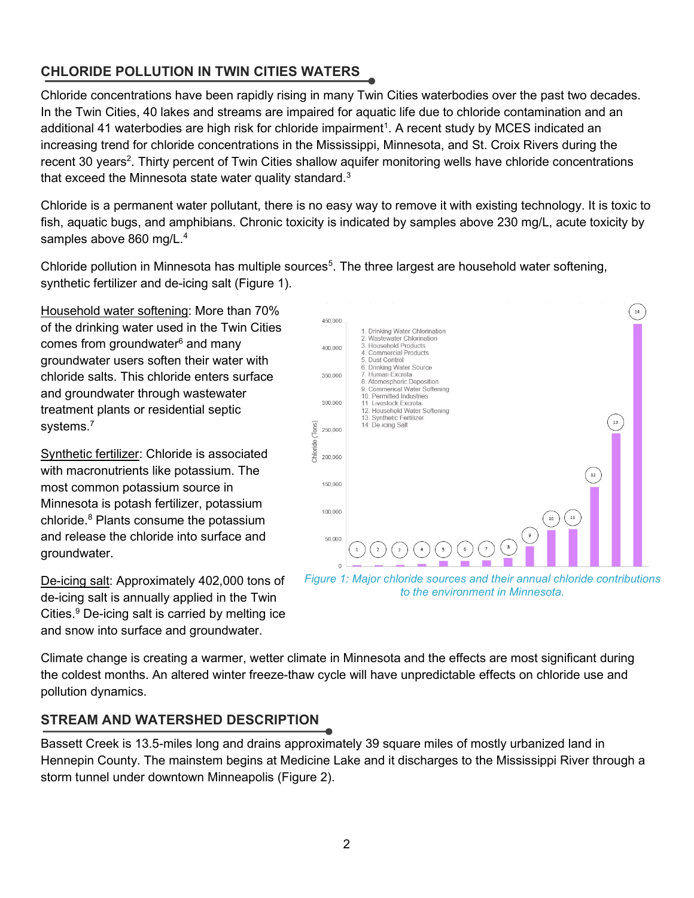## CHLORIDE POLLUTION IN TWIN CITIES WATERS

Chloride concentrations have been rapidly rising in many Twin Cities waterbodies over the past two decades. In the Twin Cities, 40 lakes and streams are impaired for aquatic life due to chloride contamination and an additional 41 waterbodies are high risk for chloride impairment[1]. A recent study by MCES indicated an increasing trend for chloride concentrations in the Mississippi, Minnesota, and St. Croix Rivers during the recent 30 years[2]. Thirty percent of Twin Cities shallow aquifer monitoring wells have chloride concentrations that exceed the Minnesota state water quality standard.[3]

Chloride is a permanent water pollutant, there is no easy way to remove it with existing technology. It is toxic to fish, aquatic bugs, and amphibians. Chronic toxicity is indicated by samples above 230 mg/L, acute toxicity by samples above 860 mg/L.[4]

Chloride pollution in Minnesota has multiple sources[5]. The three largest are household water softening, synthetic fertilizer and de-icing salt (Figure 1).

Household water softening: More than 70% of the drinking water used in the Twin Cities comes from groundwater[6] and many groundwater users soften their water with chloride salts. This chloride enters surface and groundwater through wastewater treatment plants or residential septic systems.[7]

Synthetic fertilizer: Chloride is associated with macronutrients like potassium. The most common potassium source in Minnesota is potash fertilizer, potassium chloride.[8] Plants consume the potassium and release the chloride into surface and groundwater.

De-icing salt: Approximately 402,000 tons of de-icing salt is annually applied in the Twin Cities.[9] De-icing salt is carried by melting ice and snow into surface and groundwater.

*Figure 1: Major chloride sources and their annual chloride contributions to the environment in Minnesota.*

Climate change is creating a warmer, wetter climate in Minnesota and the effects are most significant during the coldest months. An altered winter freeze-thaw cycle will have unpredictable effects on chloride use and pollution dynamics.

## STREAM AND WATERSHED DESCRIPTION

Bassett Creek is 13.5-miles long and drains approximately 39 square miles of mostly urbanized land in Hennepin County. The mainstem begins at Medicine Lake and it discharges to the Mississippi River through a storm tunnel under downtown Minneapolis (Figure 2).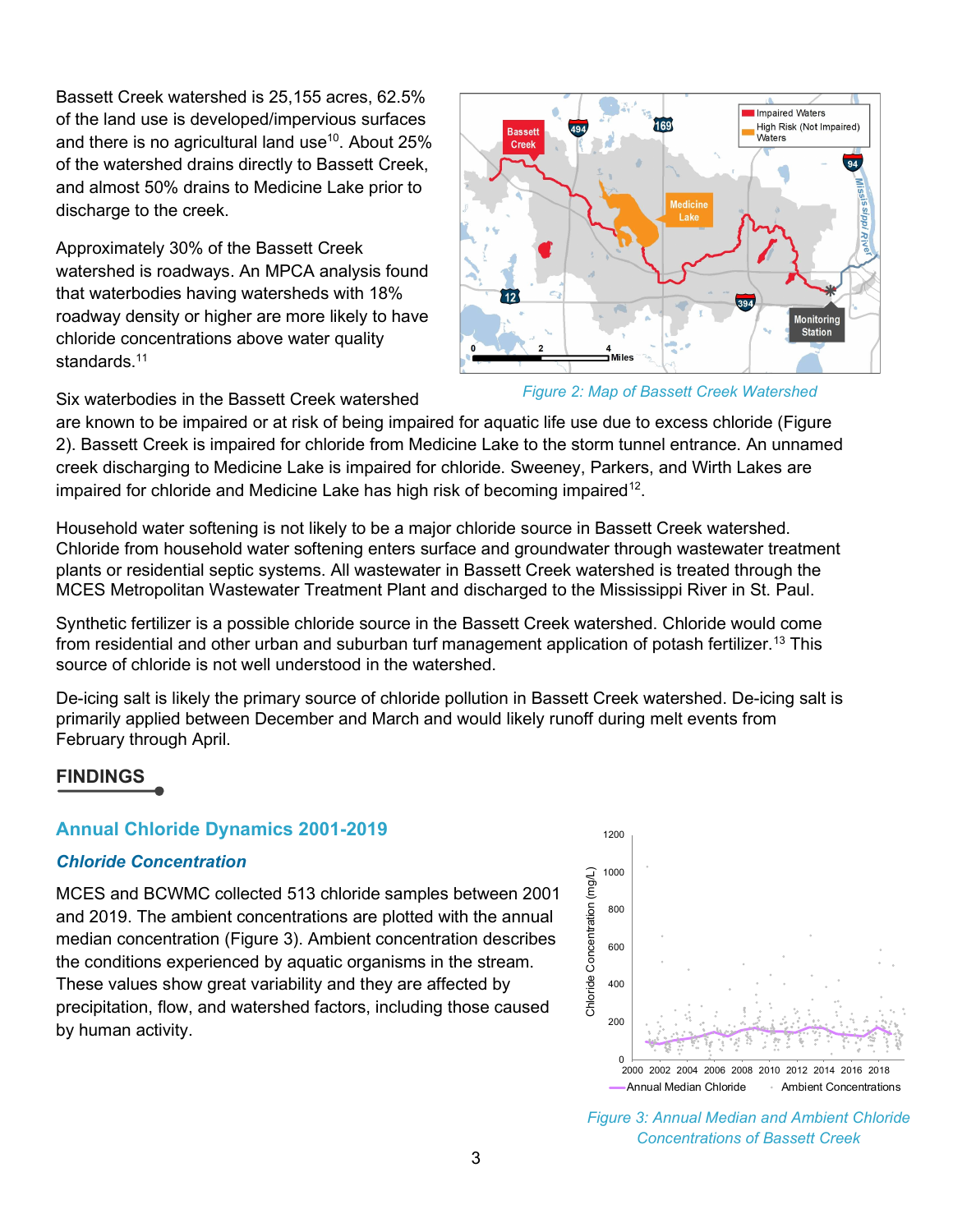Bassett Creek watershed is 25,155 acres, 62.5% of the land use is developed/impervious surfaces and there is no agricultural land use[10]. About 25% of the watershed drains directly to Bassett Creek, and almost 50% drains to Medicine Lake prior to discharge to the creek.

Approximately 30% of the Bassett Creek watershed is roadways. An MPCA analysis found that waterbodies having watersheds with 18% roadway density or higher are more likely to have chloride concentrations above water quality standards.[11]

*Figure 2: Map of Bassett Creek Watershed*

Six waterbodies in the Bassett Creek watershed are known to be impaired or at risk of being impaired for aquatic life use due to excess chloride (Figure 2). Bassett Creek is impaired for chloride from Medicine Lake to the storm tunnel entrance. An unnamed creek discharging to Medicine Lake is impaired for chloride. Sweeney, Parkers, and Wirth Lakes are impaired for chloride and Medicine Lake has high risk of becoming impaired[12].

Household water softening is not likely to be a major chloride source in Bassett Creek watershed. Chloride from household water softening enters surface and groundwater through wastewater treatment plants or residential septic systems. All wastewater in Bassett Creek watershed is treated through the MCES Metropolitan Wastewater Treatment Plant and discharged to the Mississippi River in St. Paul.

Synthetic fertilizer is a possible chloride source in the Bassett Creek watershed. Chloride would come from residential and other urban and suburban turf management application of potash fertilizer.[13] This source of chloride is not well understood in the watershed.

De-icing salt is likely the primary source of chloride pollution in Bassett Creek watershed. De-icing salt is primarily applied between December and March and would likely runoff during melt events from February through April.

## FINDINGS

### Annual Chloride Dynamics 2001-2019

#### *Chloride Concentration*

MCES and BCWMC collected 513 chloride samples between 2001 and 2019. The ambient concentrations are plotted with the annual median concentration (Figure 3). Ambient concentration describes the conditions experienced by aquatic organisms in the stream. These values show great variability and they are affected by precipitation, flow, and watershed factors, including those caused by human activity.

*Figure 3: Annual Median and Ambient Chloride Concentrations of Bassett Creek*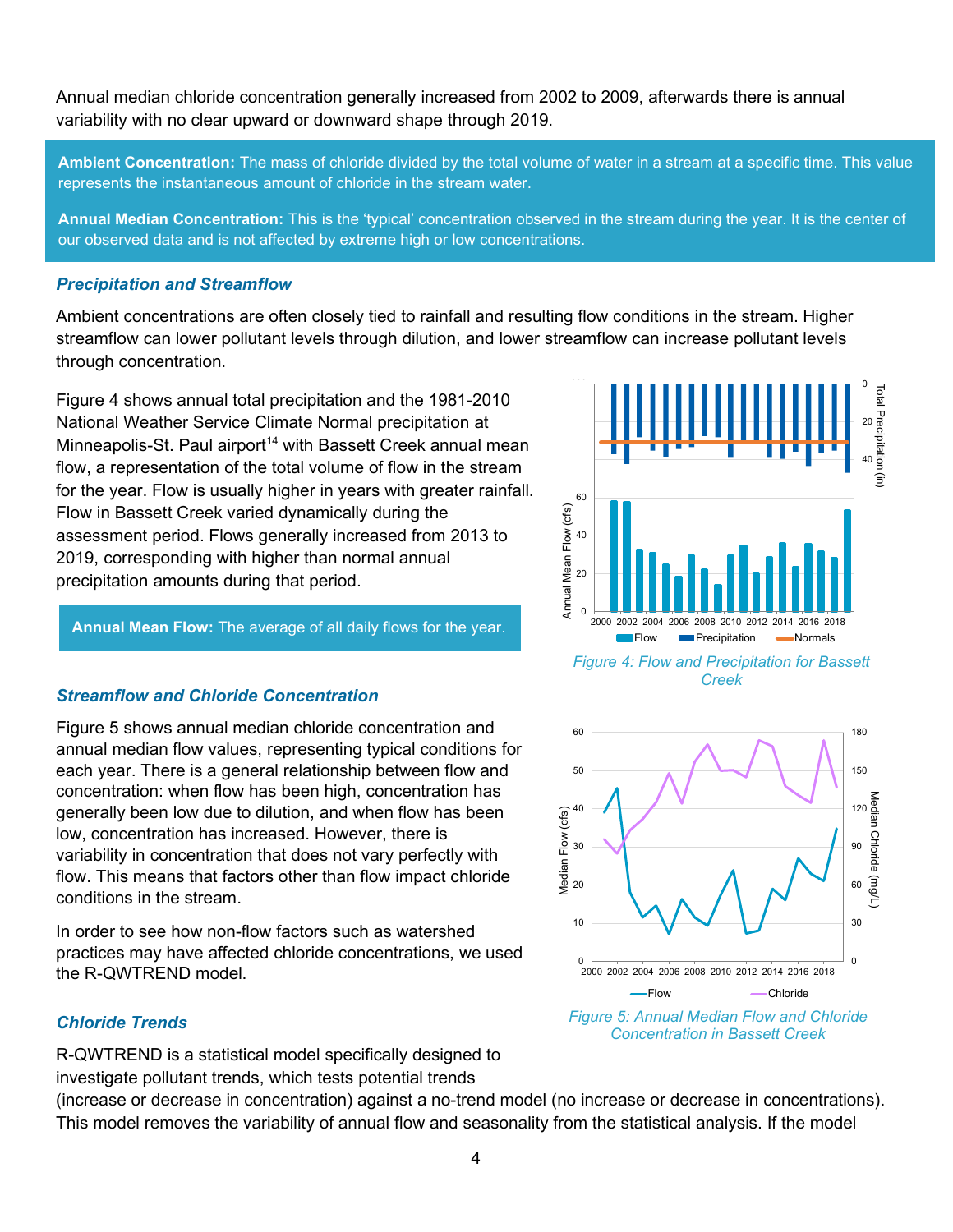Annual median chloride concentration generally increased from 2002 to 2009, afterwards there is annual variability with no clear upward or downward shape through 2019.

**Ambient Concentration:** The mass of chloride divided by the total volume of water in a stream at a specific time. This value represents the instantaneous amount of chloride in the stream water.

**Annual Median Concentration:** This is the 'typical' concentration observed in the stream during the year. It is the center of our observed data and is not affected by extreme high or low concentrations.

### *Precipitation and Streamflow*

Ambient concentrations are often closely tied to rainfall and resulting flow conditions in the stream. Higher streamflow can lower pollutant levels through dilution, and lower streamflow can increase pollutant levels through concentration.

Figure 4 shows annual total precipitation and the 1981-2010 National Weather Service Climate Normal precipitation at Minneapolis-St. Paul airport[14] with Bassett Creek annual mean flow, a representation of the total volume of flow in the stream for the year. Flow is usually higher in years with greater rainfall. Flow in Bassett Creek varied dynamically during the assessment period. Flows generally increased from 2013 to 2019, corresponding with higher than normal annual precipitation amounts during that period.

**Annual Mean Flow:** The average of all daily flows for the year.

*Figure 4: Flow and Precipitation for Bassett Creek*

### *Streamflow and Chloride Concentration*

Figure 5 shows annual median chloride concentration and annual median flow values, representing typical conditions for each year. There is a general relationship between flow and concentration: when flow has been high, concentration has generally been low due to dilution, and when flow has been low, concentration has increased. However, there is variability in concentration that does not vary perfectly with flow. This means that factors other than flow impact chloride conditions in the stream.

In order to see how non-flow factors such as watershed practices may have affected chloride concentrations, we used the R-QWTREND model.

*Figure 5: Annual Median Flow and Chloride Concentration in Bassett Creek*

### *Chloride Trends*

R-QWTREND is a statistical model specifically designed to investigate pollutant trends, which tests potential trends (increase or decrease in concentration) against a no-trend model (no increase or decrease in concentrations). This model removes the variability of annual flow and seasonality from the statistical analysis. If the model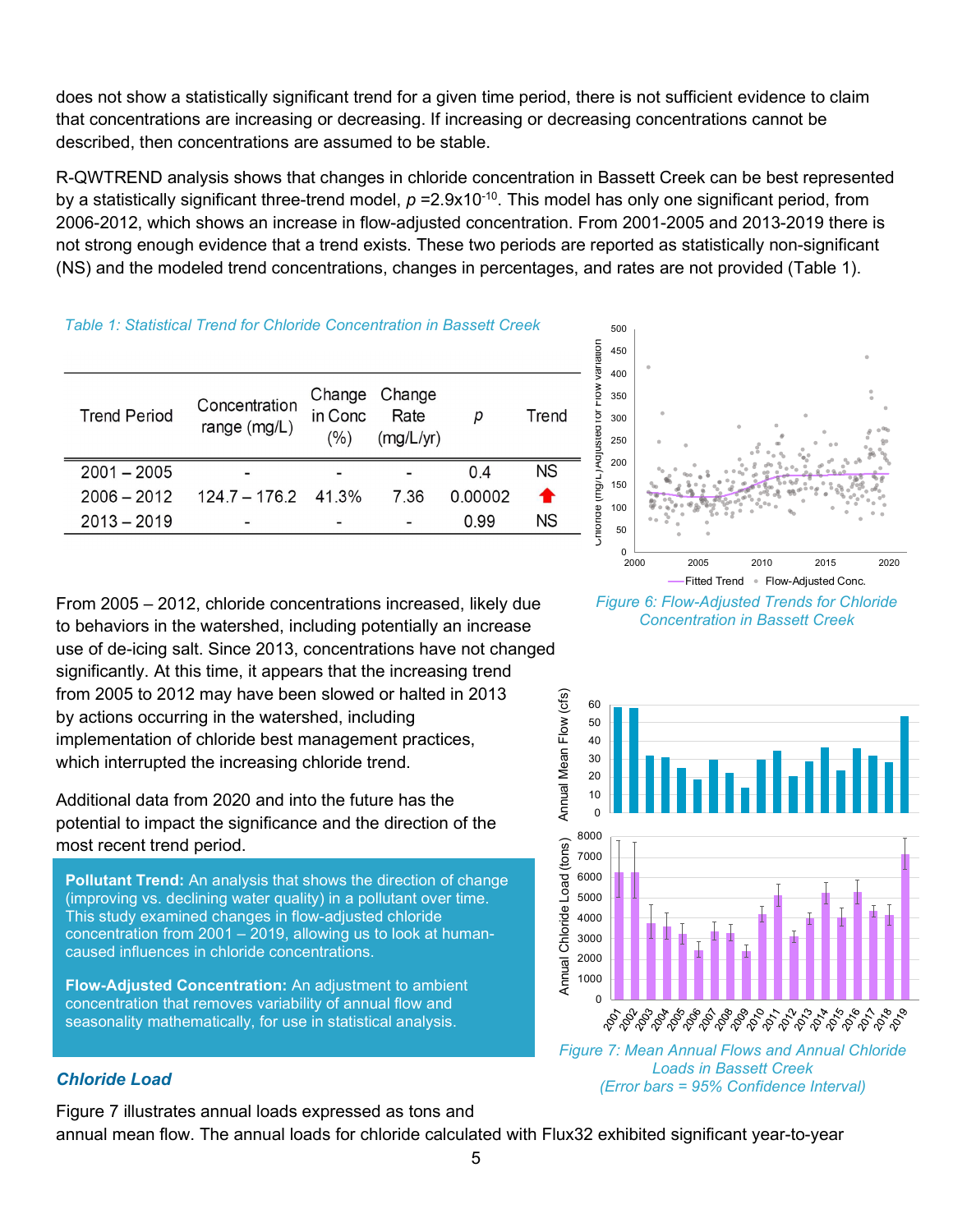does not show a statistically significant trend for a given time period, there is not sufficient evidence to claim that concentrations are increasing or decreasing. If increasing or decreasing concentrations cannot be described, then concentrations are assumed to be stable.

R-QWTREND analysis shows that changes in chloride concentration in Bassett Creek can be best represented by a statistically significant three-trend model, $p = 2.9 \times 10^{-10}$. This model has only one significant period, from 2006-2012, which shows an increase in flow-adjusted concentration. From 2001-2005 and 2013-2019 there is not strong enough evidence that a trend exists. These two periods are reported as statistically non-significant (NS) and the modeled trend concentrations, changes in percentages, and rates are not provided (Table 1).

*Table 1: Statistical Trend for Chloride Concentration in Bassett Creek*

| Trend Period | Concentration range (mg/L) | Change in Conc (%) | Change Rate (mg/L/yr) | p | Trend |
|---|---|---|---|---|---|
| 2001 – 2005 | - | - | - | 0.4 | NS |
| 2006 – 2012 | 124.7 – 176.2 | 41.3% | 7.36 | 0.00002 | ⬆ |
| 2013 – 2019 | - | - | - | 0.99 | NS |

*Figure 6: Flow-Adjusted Trends for Chloride Concentration in Bassett Creek*

From 2005 – 2012, chloride concentrations increased, likely due to behaviors in the watershed, including potentially an increase use of de-icing salt. Since 2013, concentrations have not changed significantly. At this time, it appears that the increasing trend from 2005 to 2012 may have been slowed or halted in 2013 by actions occurring in the watershed, including implementation of chloride best management practices, which interrupted the increasing chloride trend.

Additional data from 2020 and into the future has the potential to impact the significance and the direction of the most recent trend period.

**Pollutant Trend:** An analysis that shows the direction of change (improving vs. declining water quality) in a pollutant over time. This study examined changes in flow-adjusted chloride concentration from 2001 – 2019, allowing us to look at human-caused influences in chloride concentrations.

**Flow-Adjusted Concentration:** An adjustment to ambient concentration that removes variability of annual flow and seasonality mathematically, for use in statistical analysis.

*Figure 7: Mean Annual Flows and Annual Chloride Loads in Bassett Creek (Error bars = 95% Confidence Interval)*

### *Chloride Load*

Figure 7 illustrates annual loads expressed as tons and annual mean flow. The annual loads for chloride calculated with Flux32 exhibited significant year-to-year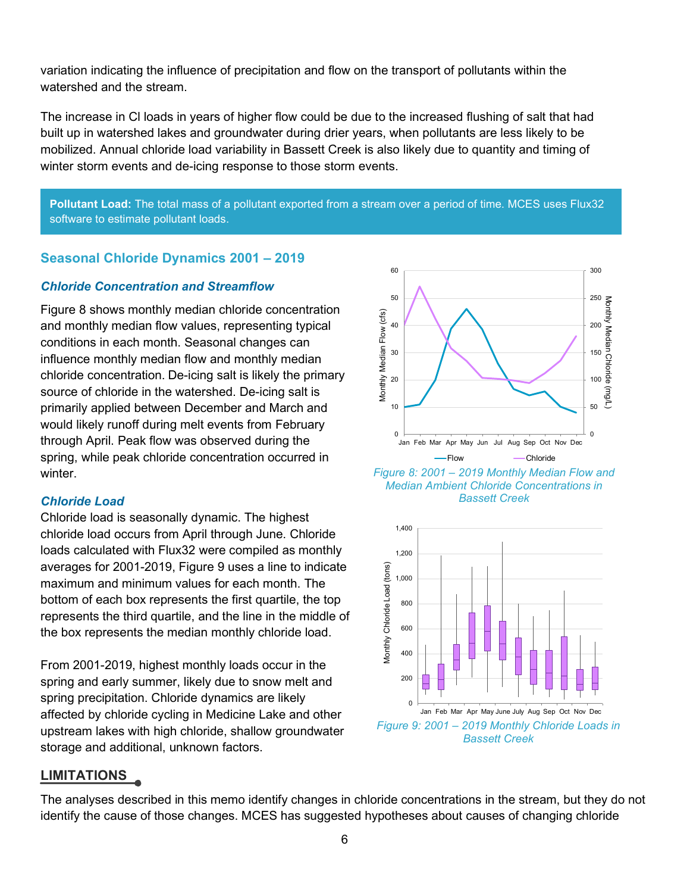variation indicating the influence of precipitation and flow on the transport of pollutants within the watershed and the stream.

The increase in Cl loads in years of higher flow could be due to the increased flushing of salt that had built up in watershed lakes and groundwater during drier years, when pollutants are less likely to be mobilized. Annual chloride load variability in Bassett Creek is also likely due to quantity and timing of winter storm events and de-icing response to those storm events.

**Pollutant Load:** The total mass of a pollutant exported from a stream over a period of time. MCES uses Flux32 software to estimate pollutant loads.

## Seasonal Chloride Dynamics 2001 – 2019

### *Chloride Concentration and Streamflow*

Figure 8 shows monthly median chloride concentration and monthly median flow values, representing typical conditions in each month. Seasonal changes can influence monthly median flow and monthly median chloride concentration. De-icing salt is likely the primary source of chloride in the watershed. De-icing salt is primarily applied between December and March and would likely runoff during melt events from February through April. Peak flow was observed during the spring, while peak chloride concentration occurred in winter.

*Figure 8: 2001 – 2019 Monthly Median Flow and Median Ambient Chloride Concentrations in Bassett Creek*

### *Chloride Load*

Chloride load is seasonally dynamic. The highest chloride load occurs from April through June. Chloride loads calculated with Flux32 were compiled as monthly averages for 2001-2019, Figure 9 uses a line to indicate maximum and minimum values for each month. The bottom of each box represents the first quartile, the top represents the third quartile, and the line in the middle of the box represents the median monthly chloride load.

From 2001-2019, highest monthly loads occur in the spring and early summer, likely due to snow melt and spring precipitation. Chloride dynamics are likely affected by chloride cycling in Medicine Lake and other upstream lakes with high chloride, shallow groundwater storage and additional, unknown factors.

*Figure 9: 2001 – 2019 Monthly Chloride Loads in Bassett Creek*

## LIMITATIONS

The analyses described in this memo identify changes in chloride concentrations in the stream, but they do not identify the cause of those changes. MCES has suggested hypotheses about causes of changing chloride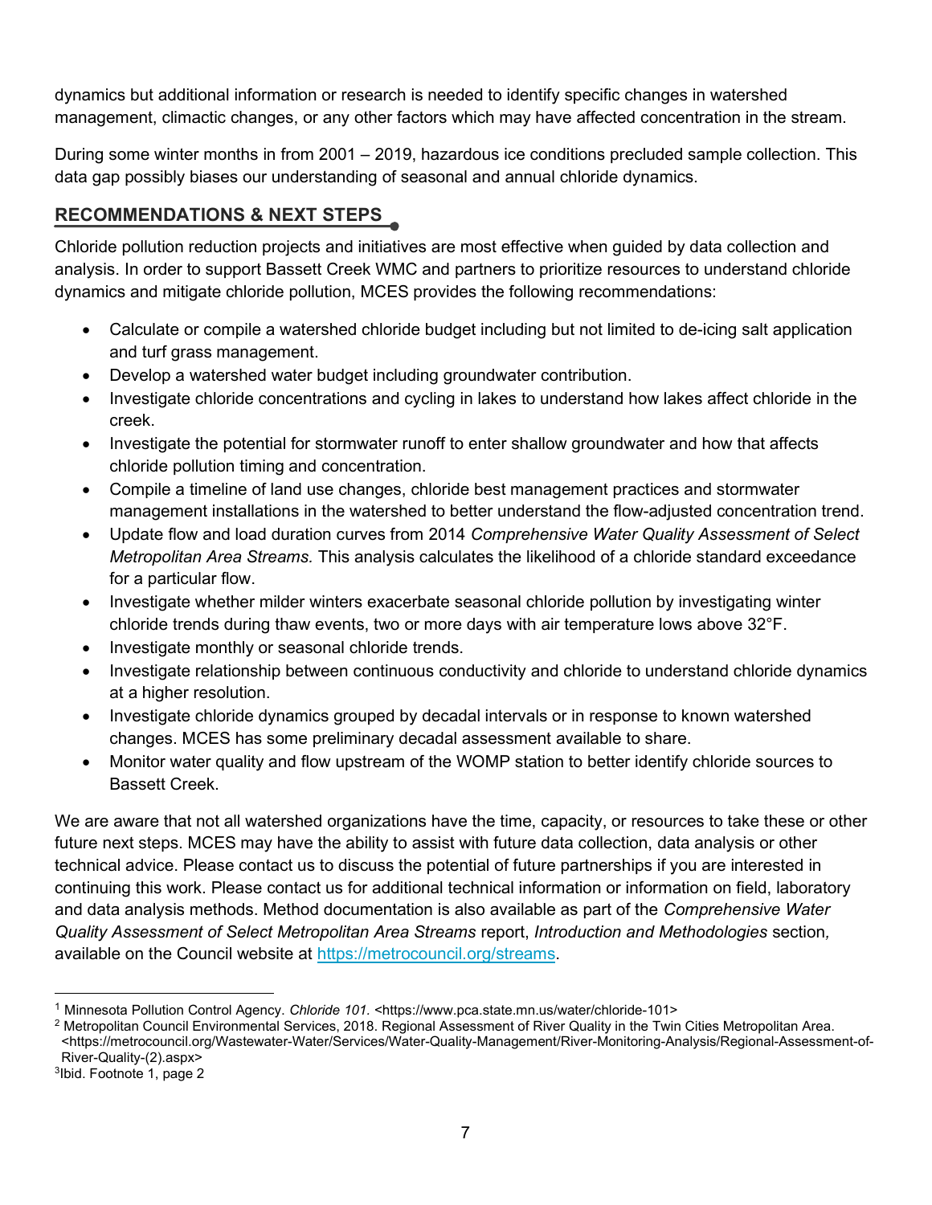dynamics but additional information or research is needed to identify specific changes in watershed management, climactic changes, or any other factors which may have affected concentration in the stream.

During some winter months in from 2001 – 2019, hazardous ice conditions precluded sample collection. This data gap possibly biases our understanding of seasonal and annual chloride dynamics.

## RECOMMENDATIONS & NEXT STEPS

Chloride pollution reduction projects and initiatives are most effective when guided by data collection and analysis. In order to support Bassett Creek WMC and partners to prioritize resources to understand chloride dynamics and mitigate chloride pollution, MCES provides the following recommendations:

- Calculate or compile a watershed chloride budget including but not limited to de-icing salt application and turf grass management.
- Develop a watershed water budget including groundwater contribution.
- Investigate chloride concentrations and cycling in lakes to understand how lakes affect chloride in the creek.
- Investigate the potential for stormwater runoff to enter shallow groundwater and how that affects chloride pollution timing and concentration.
- Compile a timeline of land use changes, chloride best management practices and stormwater management installations in the watershed to better understand the flow-adjusted concentration trend.
- Update flow and load duration curves from 2014 *Comprehensive Water Quality Assessment of Select Metropolitan Area Streams.* This analysis calculates the likelihood of a chloride standard exceedance for a particular flow.
- Investigate whether milder winters exacerbate seasonal chloride pollution by investigating winter chloride trends during thaw events, two or more days with air temperature lows above 32°F.
- Investigate monthly or seasonal chloride trends.
- Investigate relationship between continuous conductivity and chloride to understand chloride dynamics at a higher resolution.
- Investigate chloride dynamics grouped by decadal intervals or in response to known watershed changes. MCES has some preliminary decadal assessment available to share.
- Monitor water quality and flow upstream of the WOMP station to better identify chloride sources to Bassett Creek.

We are aware that not all watershed organizations have the time, capacity, or resources to take these or other future next steps. MCES may have the ability to assist with future data collection, data analysis or other technical advice. Please contact us to discuss the potential of future partnerships if you are interested in continuing this work. Please contact us for additional technical information or information on field, laboratory and data analysis methods. Method documentation is also available as part of the *Comprehensive Water Quality Assessment of Select Metropolitan Area Streams* report, *Introduction and Methodologies* section*,* available on the Council website at https://metrocouncil.org/streams.

---

[1] Minnesota Pollution Control Agency. *Chloride 101.* <https://www.pca.state.mn.us/water/chloride-101>

[2] Metropolitan Council Environmental Services, 2018. Regional Assessment of River Quality in the Twin Cities Metropolitan Area. <https://metrocouncil.org/Wastewater-Water/Services/Water-Quality-Management/River-Monitoring-Analysis/Regional-Assessment-of-River-Quality-(2).aspx>

[3] Ibid. Footnote 1, page 2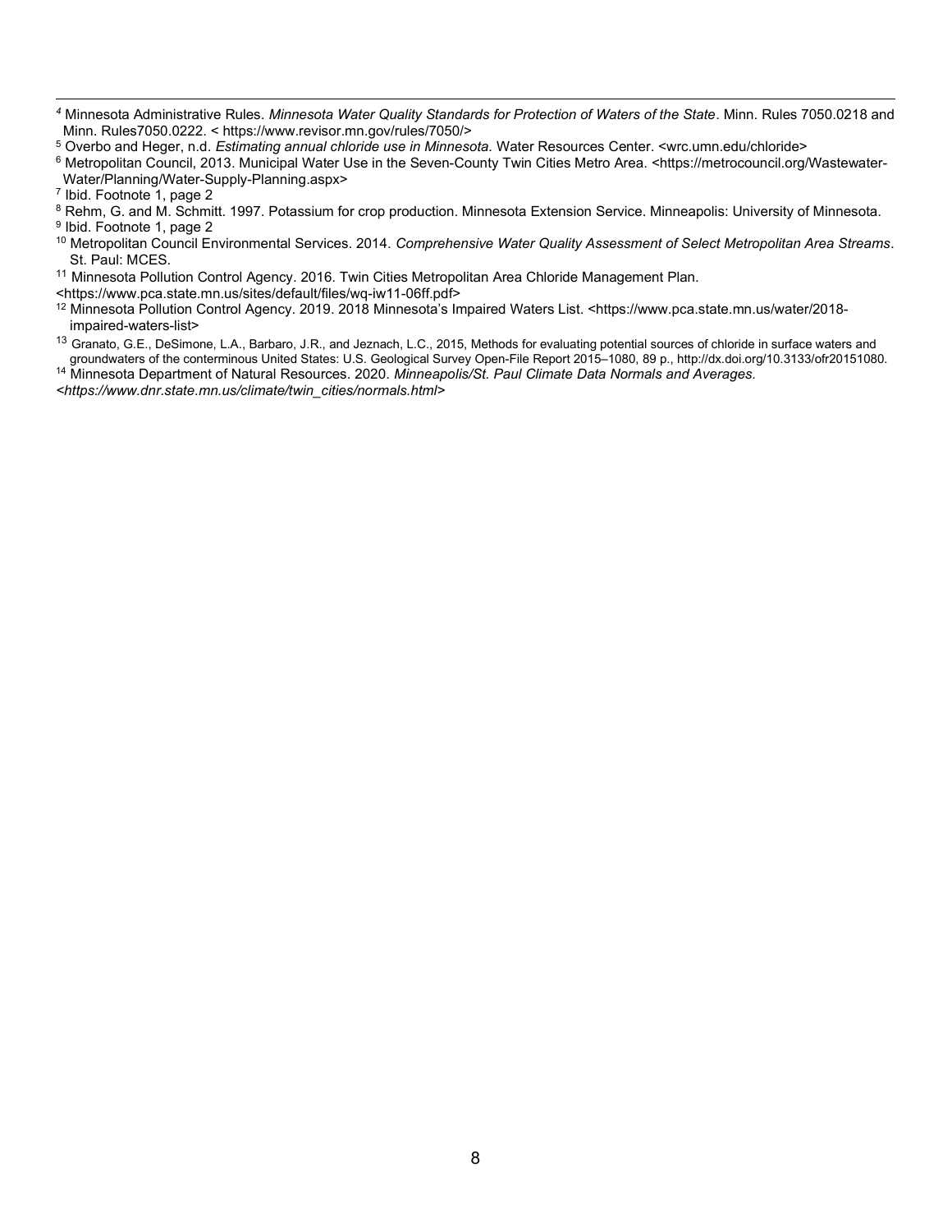[4] Minnesota Administrative Rules. *Minnesota Water Quality Standards for Protection of Waters of the State*. Minn. Rules 7050.0218 and Minn. Rules7050.0222. < https://www.revisor.mn.gov/rules/7050/>

[5] Overbo and Heger, n.d. *Estimating annual chloride use in Minnesota.* Water Resources Center. <wrc.umn.edu/chloride>

[6] Metropolitan Council, 2013. Municipal Water Use in the Seven-County Twin Cities Metro Area. <https://metrocouncil.org/Wastewater-Water/Planning/Water-Supply-Planning.aspx>

[7] Ibid. Footnote 1, page 2

[8] Rehm, G. and M. Schmitt. 1997. Potassium for crop production. Minnesota Extension Service. Minneapolis: University of Minnesota.

[9] Ibid. Footnote 1, page 2

[10] Metropolitan Council Environmental Services. 2014. *Comprehensive Water Quality Assessment of Select Metropolitan Area Streams*. St. Paul: MCES.

[11] Minnesota Pollution Control Agency. 2016. Twin Cities Metropolitan Area Chloride Management Plan. <https://www.pca.state.mn.us/sites/default/files/wq-iw11-06ff.pdf>

[12] Minnesota Pollution Control Agency. 2019. 2018 Minnesota's Impaired Waters List. <https://www.pca.state.mn.us/water/2018-impaired-waters-list>

[13] Granato, G.E., DeSimone, L.A., Barbaro, J.R., and Jeznach, L.C., 2015, Methods for evaluating potential sources of chloride in surface waters and groundwaters of the conterminous United States: U.S. Geological Survey Open-File Report 2015–1080, 89 p., http://dx.doi.org/10.3133/ofr20151080.

[14] Minnesota Department of Natural Resources. 2020. *Minneapolis/St. Paul Climate Data Normals and Averages. <https://www.dnr.state.mn.us/climate/twin_cities/normals.html>*